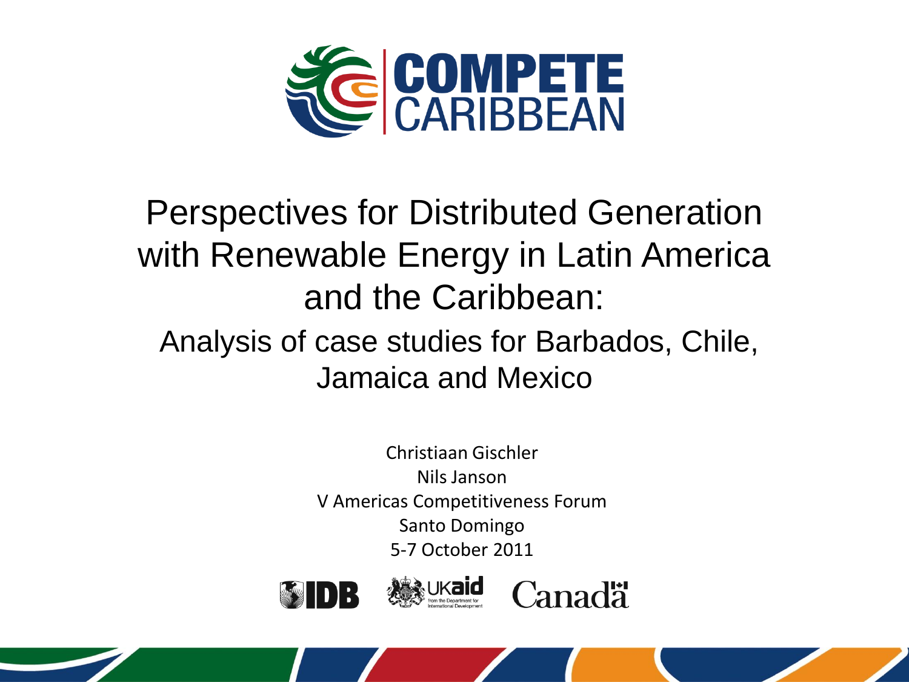COMPETE CARIBBEAN

# Perspectives for Distributed Generation with Renewable Energy in Latin America and the Caribbean:

## Analysis of case studies for Barbados, Chile, Jamaica and Mexico

Christiaan Gischler

Nils Janson

V Americas Competitiveness Forum

Santo Domingo

5-7 October 2011

IDB UKaid from the Department for International Development Canada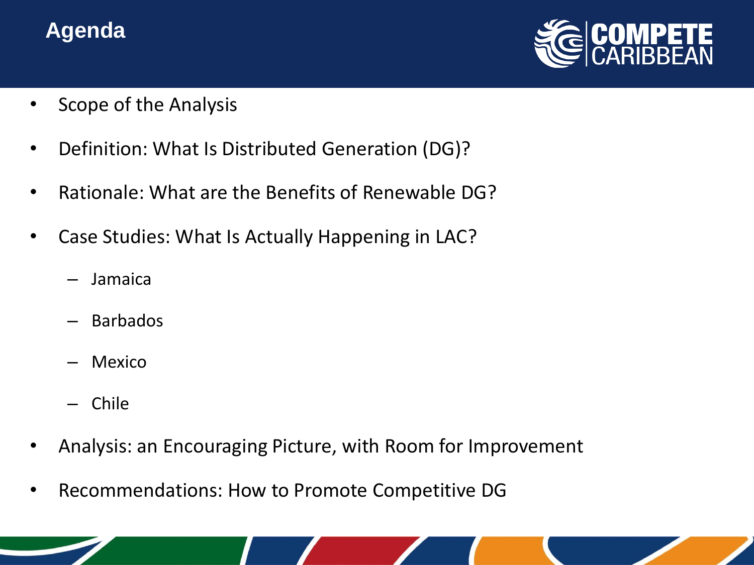# Agenda

- Scope of the Analysis
- Definition: What Is Distributed Generation (DG)?
- Rationale: What are the Benefits of Renewable DG?
- Case Studies: What Is Actually Happening in LAC?
  - Jamaica
  - Barbados
  - Mexico
  - Chile
- Analysis: an Encouraging Picture, with Room for Improvement
- Recommendations: How to Promote Competitive DG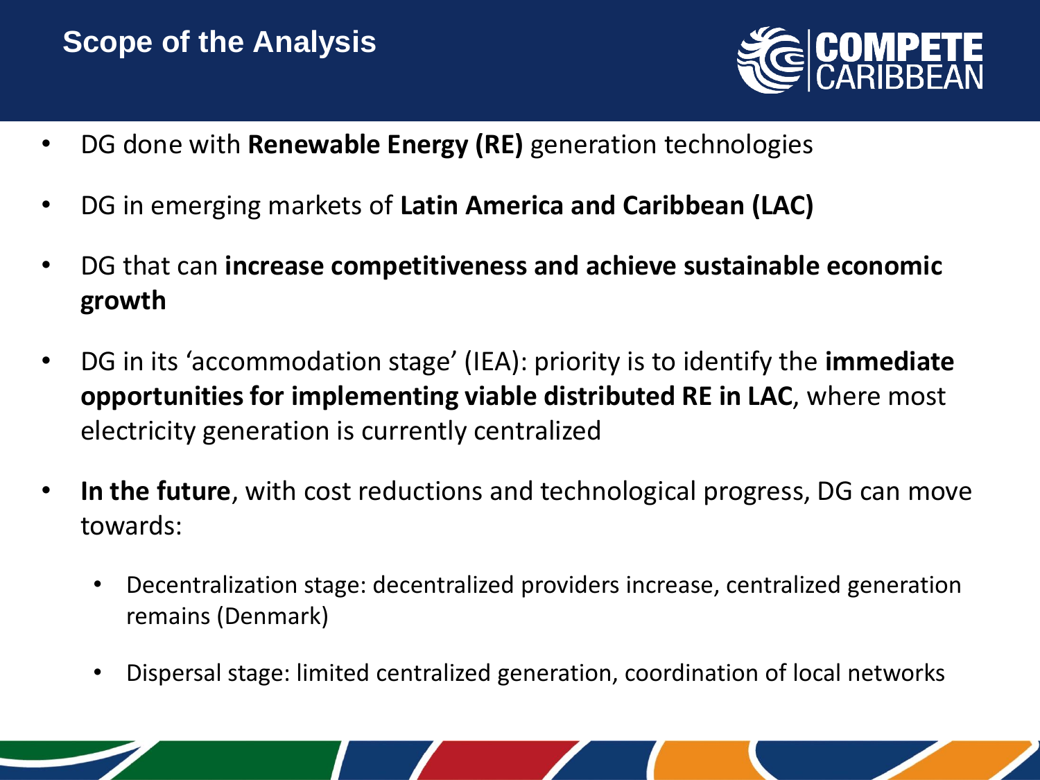# Scope of the Analysis

- DG done with **Renewable Energy (RE)** generation technologies
- DG in emerging markets of **Latin America and Caribbean (LAC)**
- DG that can **increase competitiveness and achieve sustainable economic growth**
- DG in its 'accommodation stage' (IEA): priority is to identify the **immediate opportunities for implementing viable distributed RE in LAC**, where most electricity generation is currently centralized
- **In the future**, with cost reductions and technological progress, DG can move towards:
  - Decentralization stage: decentralized providers increase, centralized generation remains (Denmark)
  - Dispersal stage: limited centralized generation, coordination of local networks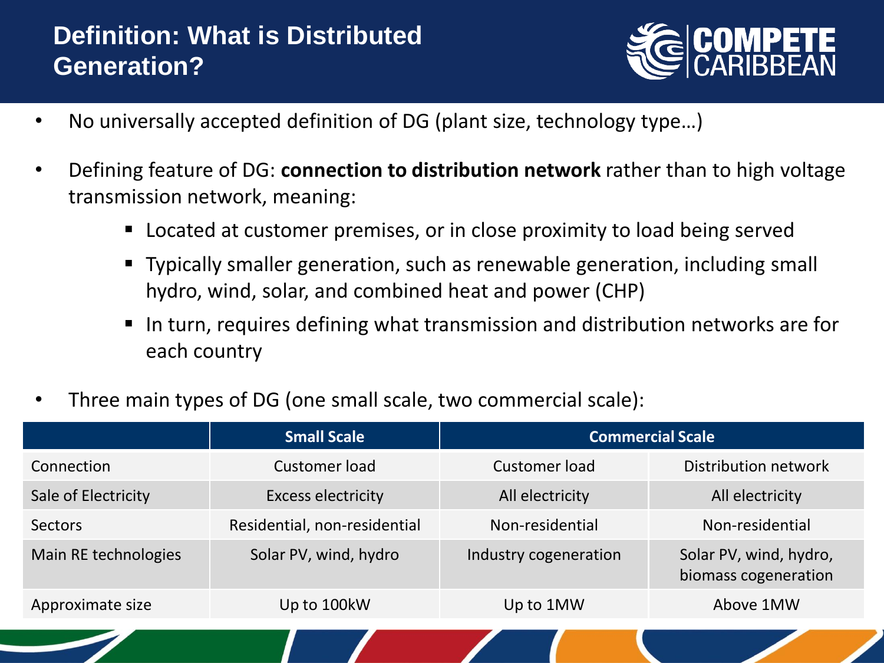# Definition: What is Distributed Generation?

- No universally accepted definition of DG (plant size, technology type…)
- Defining feature of DG: **connection to distribution network** rather than to high voltage transmission network, meaning:
  - Located at customer premises, or in close proximity to load being served
  - Typically smaller generation, such as renewable generation, including small hydro, wind, solar, and combined heat and power (CHP)
  - In turn, requires defining what transmission and distribution networks are for each country
- Three main types of DG (one small scale, two commercial scale):

| | Small Scale | Commercial Scale | |
|---|---|---|---|
| Connection | Customer load | Customer load | Distribution network |
| Sale of Electricity | Excess electricity | All electricity | All electricity |
| Sectors | Residential, non-residential | Non-residential | Non-residential |
| Main RE technologies | Solar PV, wind, hydro | Industry cogeneration | Solar PV, wind, hydro, biomass cogeneration |
| Approximate size | Up to 100kW | Up to 1MW | Above 1MW |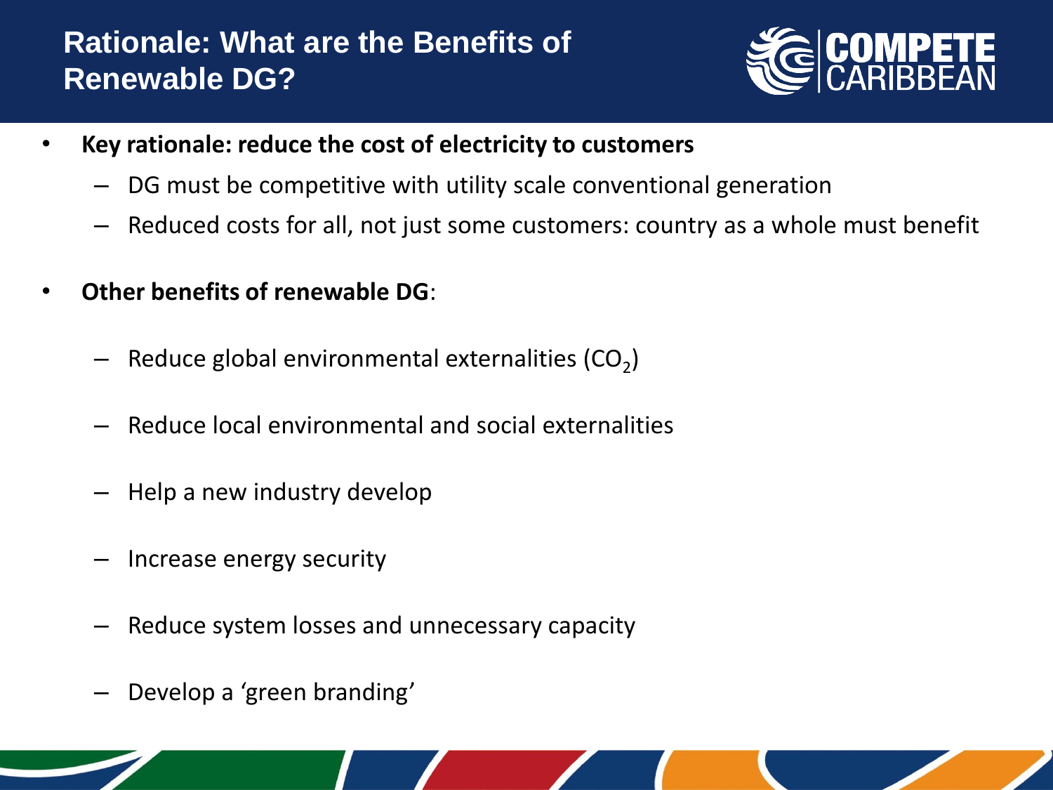# Rationale: What are the Benefits of Renewable DG?

- **Key rationale: reduce the cost of electricity to customers**
  - DG must be competitive with utility scale conventional generation
  - Reduced costs for all, not just some customers: country as a whole must benefit
- **Other benefits of renewable DG**:
  - Reduce global environmental externalities ($CO_2$)
  - Reduce local environmental and social externalities
  - Help a new industry develop
  - Increase energy security
  - Reduce system losses and unnecessary capacity
  - Develop a 'green branding'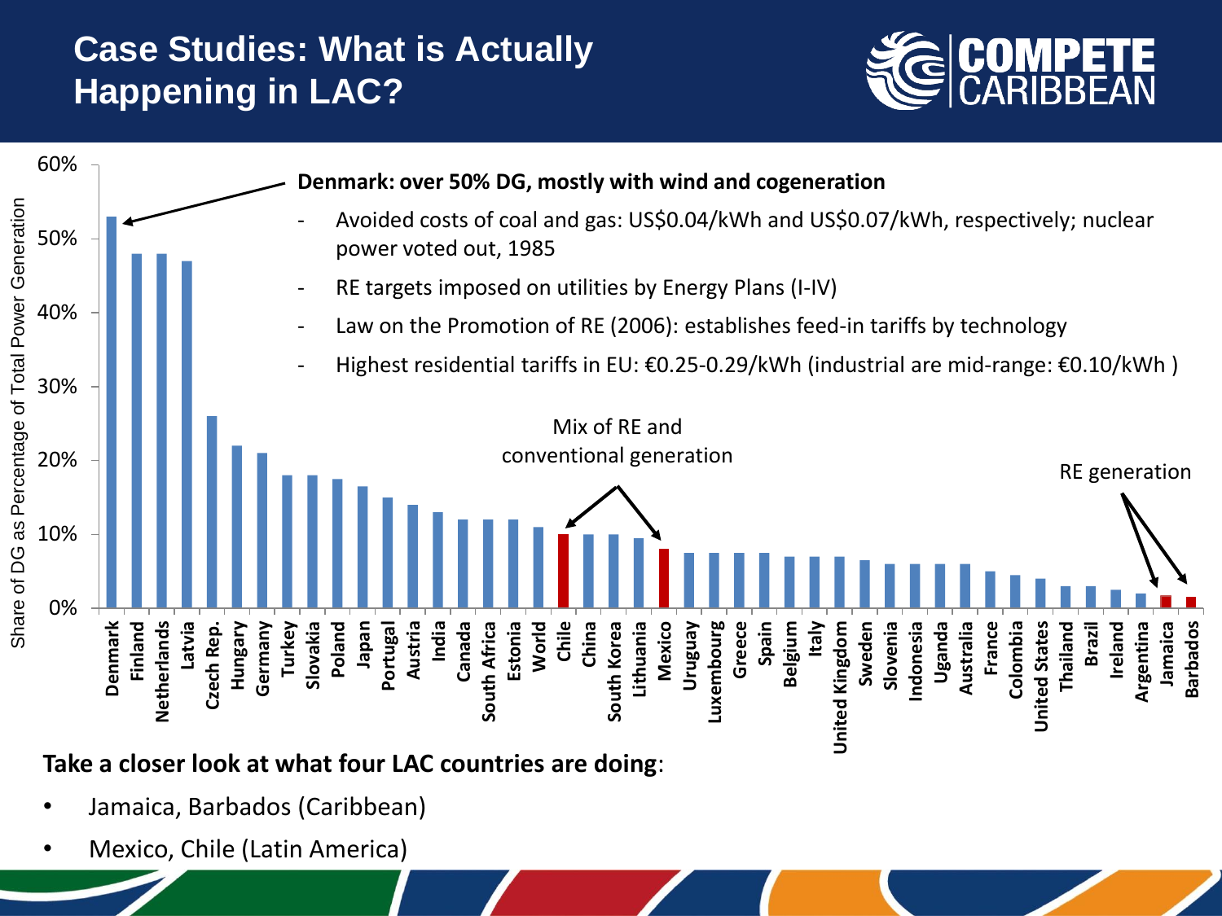# Case Studies: What is Actually Happening in LAC?

COMPETE CARIBBEAN

**Denmark: over 50% DG, mostly with wind and cogeneration**

- Avoided costs of coal and gas: US$0.04/kWh and US$0.07/kWh, respectively; nuclear power voted out, 1985
- RE targets imposed on utilities by Energy Plans (I-IV)
- Law on the Promotion of RE (2006): establishes feed-in tariffs by technology
- Highest residential tariffs in EU: €0.25-0.29/kWh (industrial are mid-range: €0.10/kWh )

Mix of RE and conventional generation

RE generation

Share of DG as Percentage of Total Power Generation

| Country | Share of DG (approx.) |
|---|---|
| Denmark | 53% |
| Finland | 48% |
| Netherlands | 48% |
| Latvia | 47% |
| Czech Rep. | 26% |
| Hungary | 22% |
| Germany | 21% |
| Turkey | 18% |
| Slovakia | 18% |
| Poland | 17.5% |
| Japan | 16.5% |
| Portugal | 15% |
| Austria | 14% |
| India | 13% |
| Canada | 12% |
| South Africa | 12% |
| Estonia | 12% |
| World | 11% |
| Chile | 10% |
| China | 10% |
| South Korea | 10% |
| Lithuania | 9.5% |
| Mexico | 8% |
| Uruguay | 7.5% |
| Luxembourg | 7.5% |
| Greece | 7.5% |
| Spain | 7.5% |
| Belgium | 7% |
| Italy | 7% |
| United Kingdom | 7% |
| Sweden | 6.5% |
| Slovenia | 6% |
| Indonesia | 6% |
| Uganda | 6% |
| Australia | 6% |
| France | 5% |
| Colombia | 4.5% |
| United States | 4% |
| Thailand | 3% |
| Brazil | 3% |
| Ireland | 2.5% |
| Argentina | 2% |
| Jamaica | 1.7% |
| Barbados | 1.5% |

**Take a closer look at what four LAC countries are doing**:

- Jamaica, Barbados (Caribbean)
- Mexico, Chile (Latin America)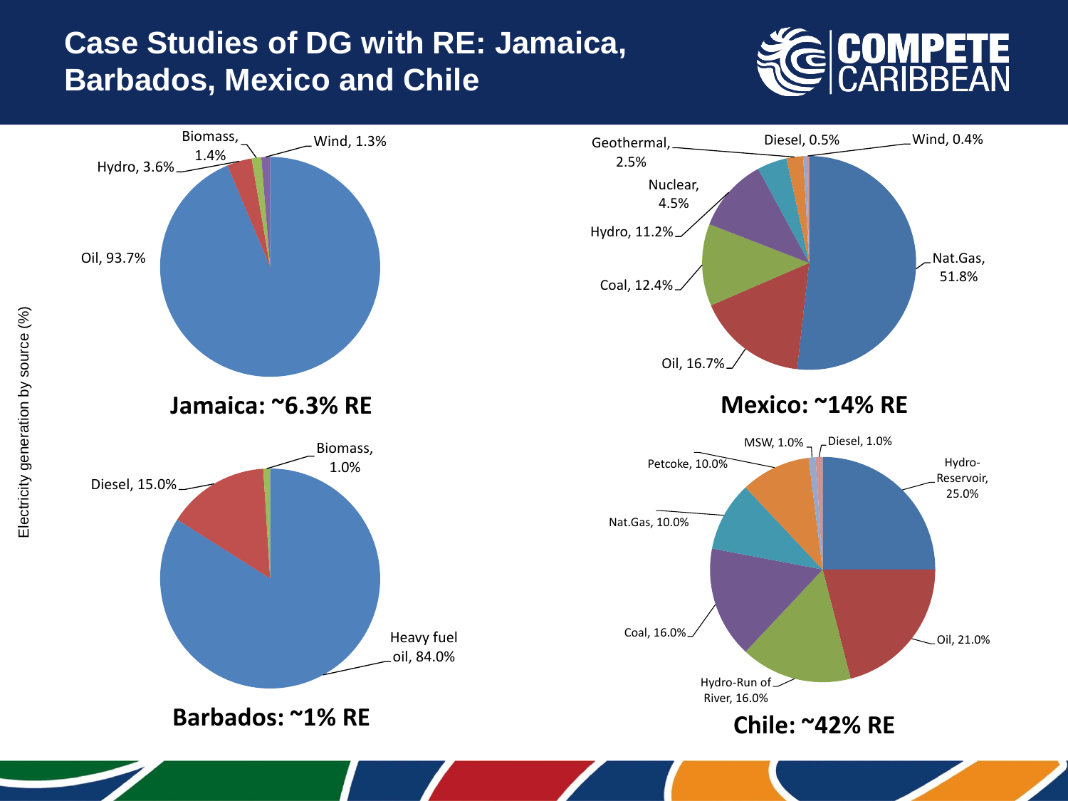# Case Studies of DG with RE: Jamaica, Barbados, Mexico and Chile

Electricity generation by source (%)

**Jamaica: ~6.3% RE**

| Source | % |
|---|---|
| Oil | 93.7% |
| Hydro | 3.6% |
| Biomass | 1.4% |
| Wind | 1.3% |

**Mexico: ~14% RE**

| Source | % |
|---|---|
| Nat.Gas | 51.8% |
| Oil | 16.7% |
| Coal | 12.4% |
| Hydro | 11.2% |
| Nuclear | 4.5% |
| Geothermal | 2.5% |
| Diesel | 0.5% |
| Wind | 0.4% |

**Barbados: ~1% RE**

| Source | % |
|---|---|
| Heavy fuel oil | 84.0% |
| Diesel | 15.0% |
| Biomass | 1.0% |

**Chile: ~42% RE**

| Source | % |
|---|---|
| Hydro-Reservoir | 25.0% |
| Oil | 21.0% |
| Hydro-Run of River | 16.0% |
| Coal | 16.0% |
| Nat.Gas | 10.0% |
| Petcoke | 10.0% |
| MSW | 1.0% |
| Diesel | 1.0% |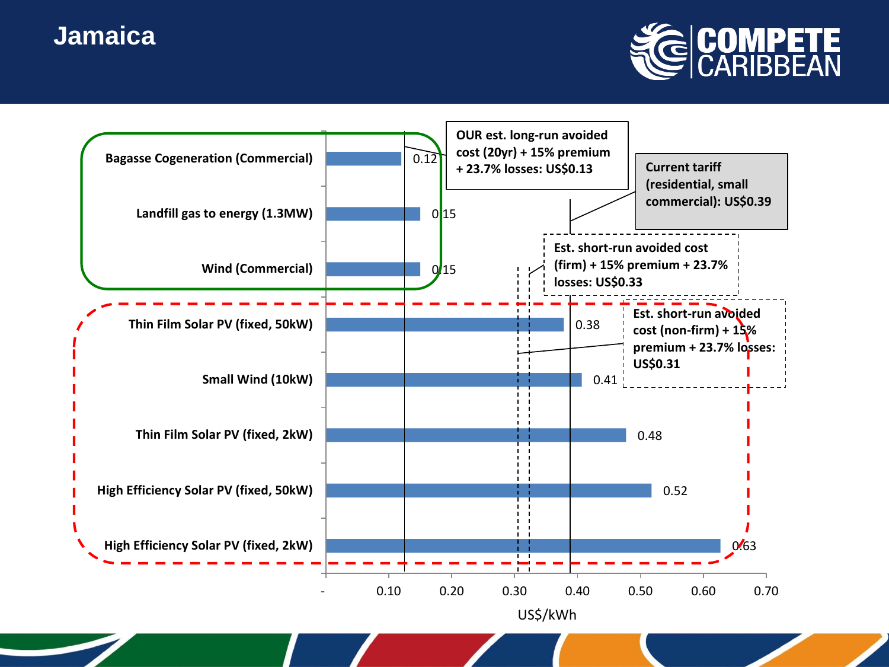# Jamaica

| Technology | US$/kWh |
|---|---|
| Bagasse Cogeneration (Commercial) | 0.12 |
| Landfill gas to energy (1.3MW) | 0.15 |
| Wind (Commercial) | 0.15 |
| Thin Film Solar PV (fixed, 50kW) | 0.38 |
| Small Wind (10kW) | 0.41 |
| Thin Film Solar PV (fixed, 2kW) | 0.48 |
| High Efficiency Solar PV (fixed, 50kW) | 0.52 |
| High Efficiency Solar PV (fixed, 2kW) | 0.63 |

OUR est. long-run avoided cost (20yr) + 15% premium + 23.7% losses: US$0.13

Current tariff (residential, small commercial): US$0.39

Est. short-run avoided cost (firm) + 15% premium + 23.7% losses: US$0.33

Est. short-run avoided cost (non-firm) + 15% premium + 23.7% losses: US$0.31

US$/kWh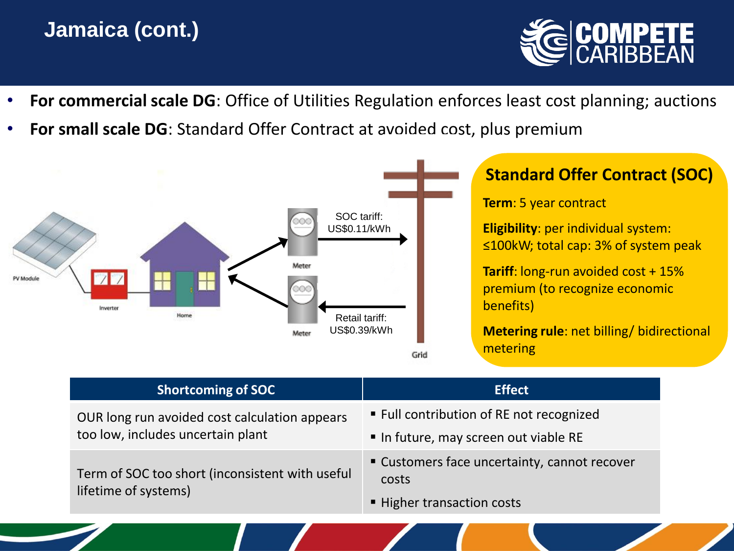# Jamaica (cont.)

- **For commercial scale DG**: Office of Utilities Regulation enforces least cost planning; auctions
- **For small scale DG**: Standard Offer Contract at avoided cost, plus premium

PV Module

Inverter

Home

Meter

SOC tariff: US$0.11/kWh

Meter

Retail tariff: US$0.39/kWh

Grid

## Standard Offer Contract (SOC)

**Term**: 5 year contract

**Eligibility**: per individual system: ≤100kW; total cap: 3% of system peak

**Tariff**: long-run avoided cost + 15% premium (to recognize economic benefits)

**Metering rule**: net billing/ bidirectional metering

| Shortcoming of SOC | Effect |
|---|---|
| OUR long run avoided cost calculation appears too low, includes uncertain plant | ▪ Full contribution of RE not recognized<br>▪ In future, may screen out viable RE |
| Term of SOC too short (inconsistent with useful lifetime of systems) | ▪ Customers face uncertainty, cannot recover costs<br>▪ Higher transaction costs |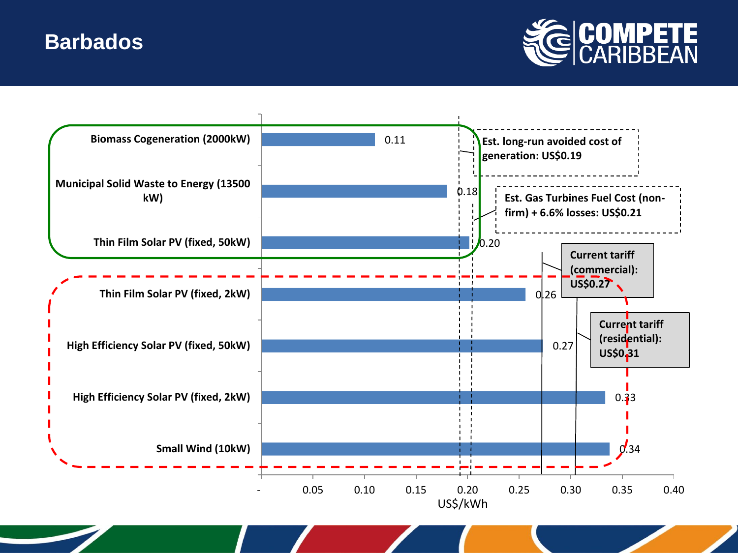# Barbados

| Technology | US$/kWh |
| --- | --- |
| Biomass Cogeneration (2000kW) | 0.11 |
| Municipal Solid Waste to Energy (13500 kW) | 0.18 |
| Thin Film Solar PV (fixed, 50kW) | 0.20 |
| Thin Film Solar PV (fixed, 2kW) | 0.26 |
| High Efficiency Solar PV (fixed, 50kW) | 0.27 |
| High Efficiency Solar PV (fixed, 2kW) | 0.33 |
| Small Wind (10kW) | 0.34 |

**Est. long-run avoided cost of generation: US$0.19**

**Est. Gas Turbines Fuel Cost (non-firm) + 6.6% losses: US$0.21**

**Current tariff (commercial): US$0.27**

**Current tariff (residential): US$0.31**

US$/kWh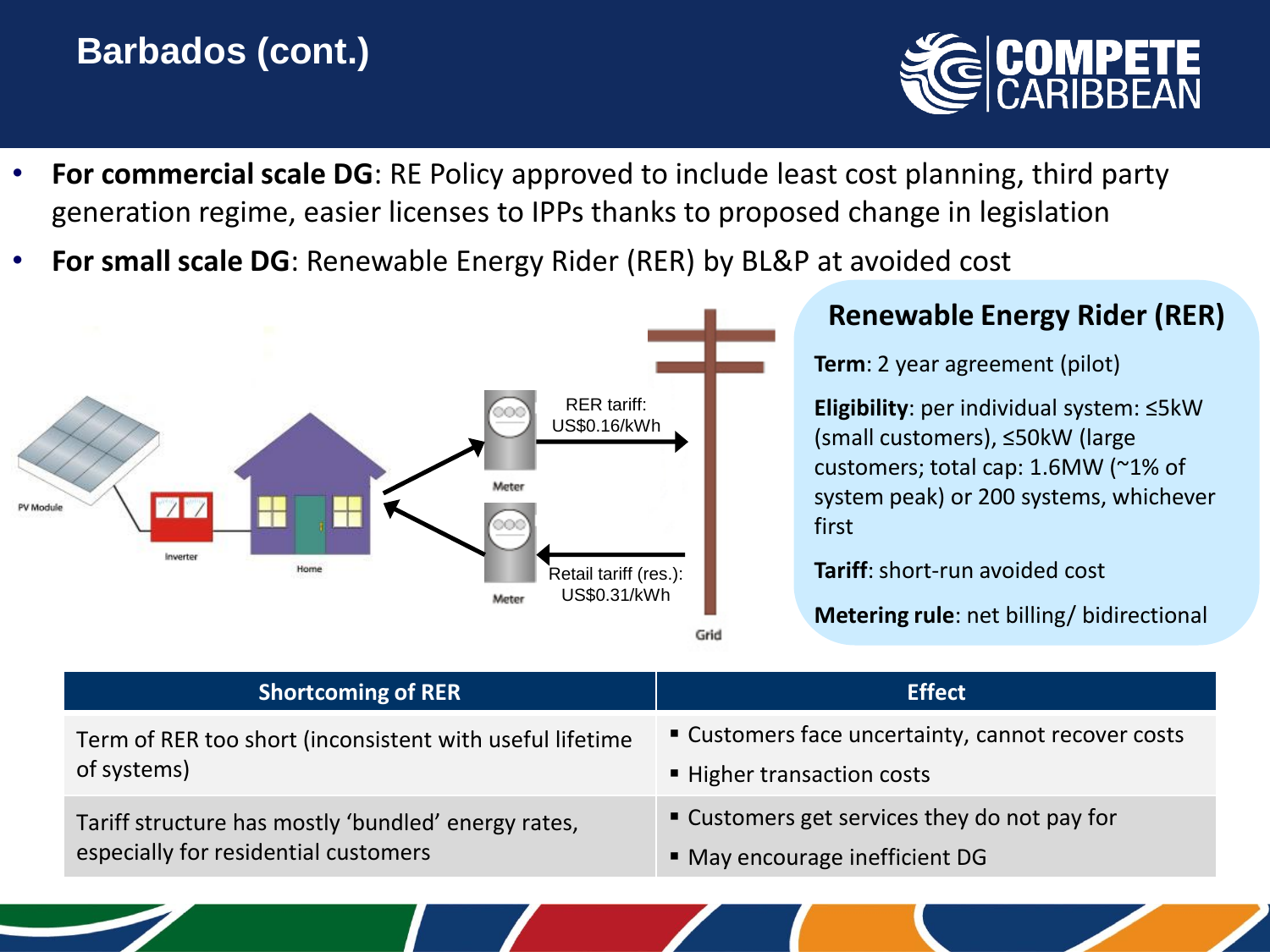# Barbados (cont.)

- **For commercial scale DG**: RE Policy approved to include least cost planning, third party generation regime, easier licenses to IPPs thanks to proposed change in legislation
- **For small scale DG**: Renewable Energy Rider (RER) by BL&P at avoided cost

PV Module

Inverter

Home

Meter

Meter

RER tariff: US$0.16/kWh

Retail tariff (res.): US$0.31/kWh

Grid

## Renewable Energy Rider (RER)

**Term**: 2 year agreement (pilot)

**Eligibility**: per individual system: ≤5kW (small customers), ≤50kW (large customers; total cap: 1.6MW (~1% of system peak) or 200 systems, whichever first

**Tariff**: short-run avoided cost

**Metering rule**: net billing/ bidirectional

| Shortcoming of RER | Effect |
| --- | --- |
| Term of RER too short (inconsistent with useful lifetime of systems) | ▪ Customers face uncertainty, cannot recover costs<br>▪ Higher transaction costs |
| Tariff structure has mostly 'bundled' energy rates, especially for residential customers | ▪ Customers get services they do not pay for<br>▪ May encourage inefficient DG |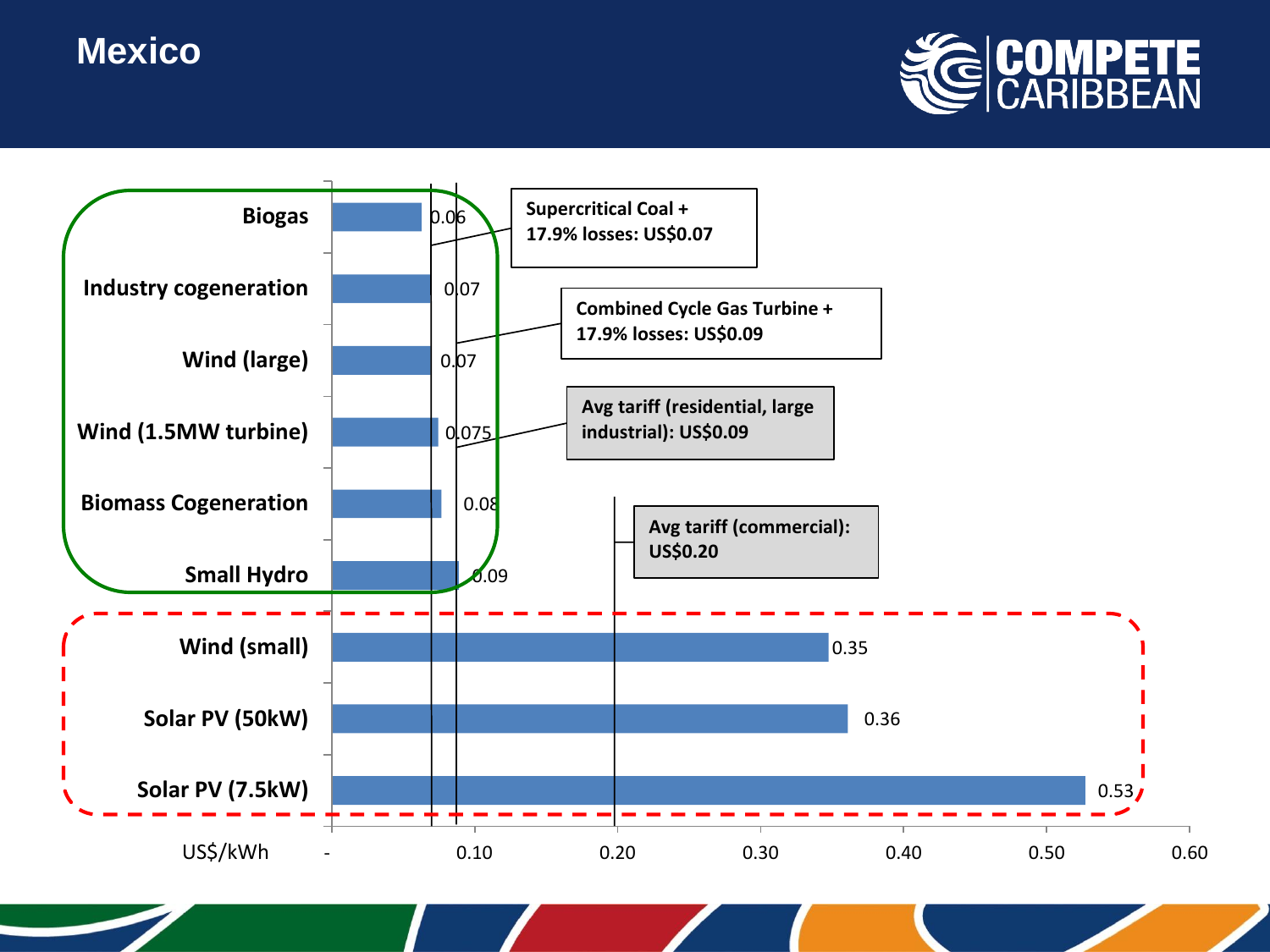# Mexico

| Technology | US$/kWh |
| --- | --- |
| Biogas | 0.06 |
| Industry cogeneration | 0.07 |
| Wind (large) | 0.07 |
| Wind (1.5MW turbine) | 0.075 |
| Biomass Cogeneration | 0.08 |
| Small Hydro | 0.09 |
| Wind (small) | 0.35 |
| Solar PV (50kW) | 0.36 |
| Solar PV (7.5kW) | 0.53 |

**Supercritical Coal + 17.9% losses: US$0.07**

**Combined Cycle Gas Turbine + 17.9% losses: US$0.09**

**Avg tariff (residential, large industrial): US$0.09**

**Avg tariff (commercial): US$0.20**

US$/kWh: - 0.10 0.20 0.30 0.40 0.50 0.60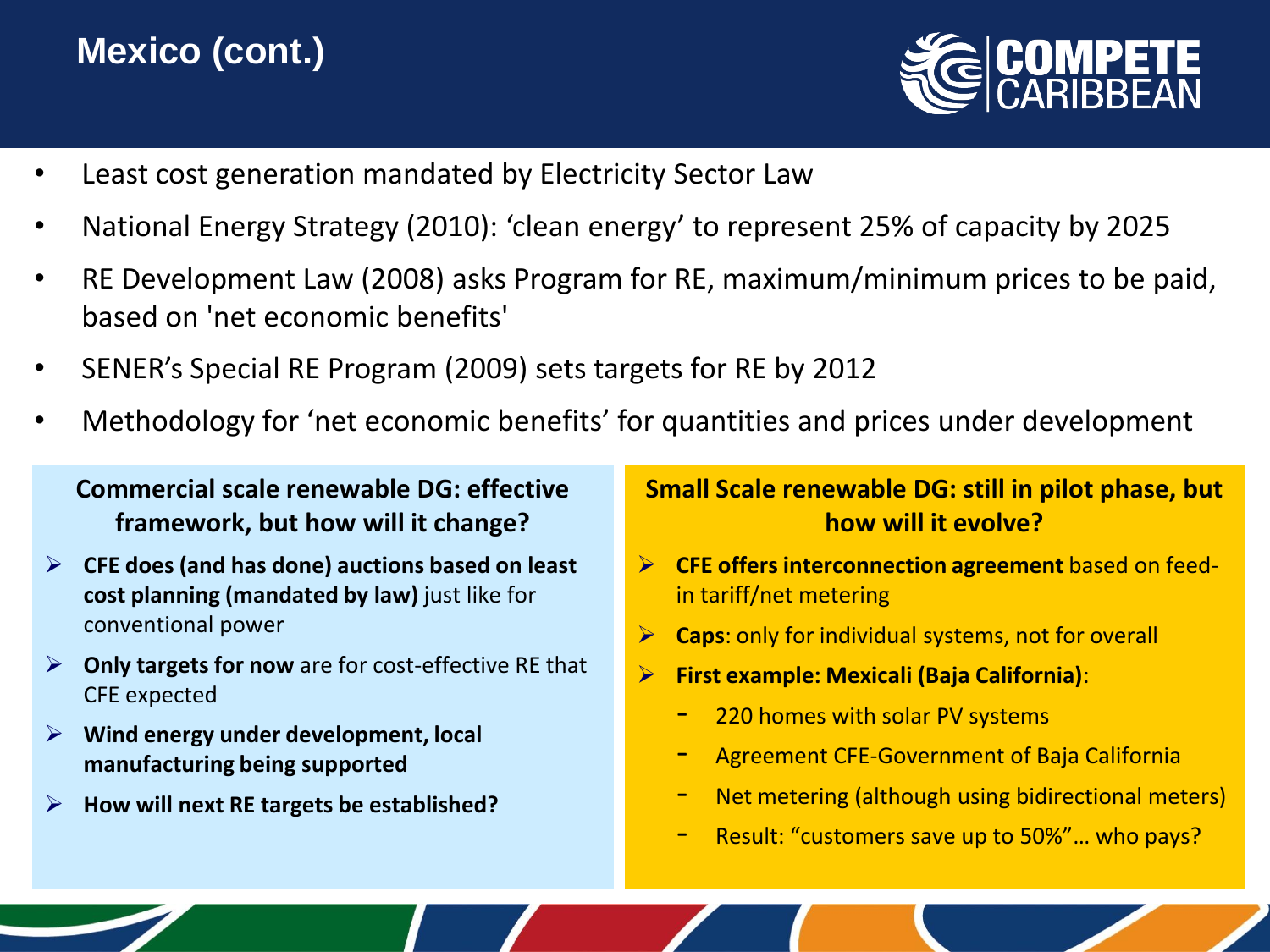# Mexico (cont.)

- Least cost generation mandated by Electricity Sector Law
- National Energy Strategy (2010): 'clean energy' to represent 25% of capacity by 2025
- RE Development Law (2008) asks Program for RE, maximum/minimum prices to be paid, based on 'net economic benefits'
- SENER's Special RE Program (2009) sets targets for RE by 2012
- Methodology for 'net economic benefits' for quantities and prices under development

### Commercial scale renewable DG: effective framework, but how will it change?

- **CFE does (and has done) auctions based on least cost planning (mandated by law)** just like for conventional power
- **Only targets for now** are for cost-effective RE that CFE expected
- **Wind energy under development, local manufacturing being supported**
- **How will next RE targets be established?**

### Small Scale renewable DG: still in pilot phase, but how will it evolve?

- **CFE offers interconnection agreement** based on feed-in tariff/net metering
- **Caps**: only for individual systems, not for overall
- **First example: Mexicali (Baja California)**:
  - 220 homes with solar PV systems
  - Agreement CFE-Government of Baja California
  - Net metering (although using bidirectional meters)
  - Result: "customers save up to 50%"… who pays?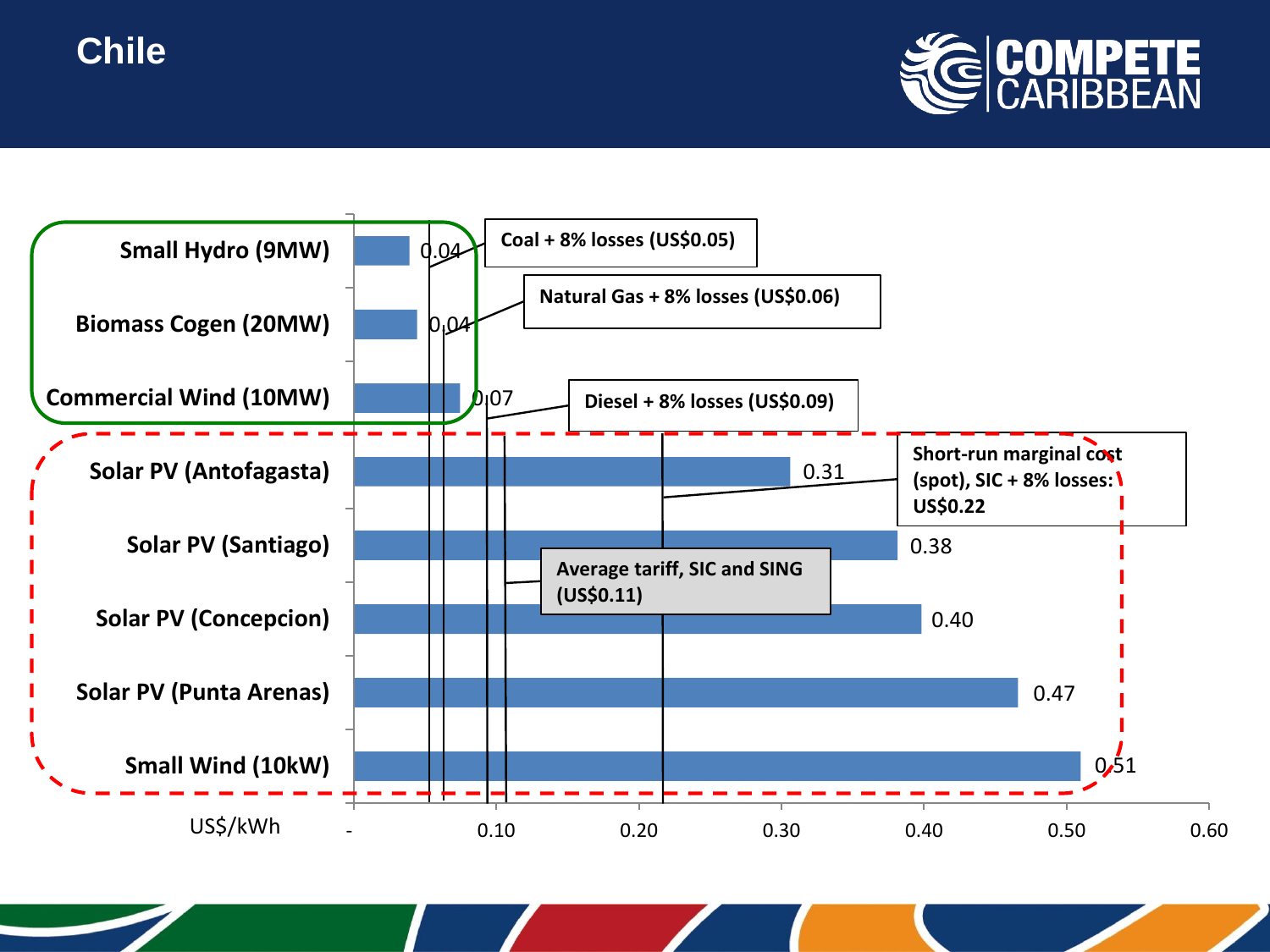# Chile

| Technology | US$/kWh |
| --- | --- |
| Small Hydro (9MW) | 0.04 |
| Biomass Cogen (20MW) | 0.04 |
| Commercial Wind (10MW) | 0.07 |
| Solar PV (Antofagasta) | 0.31 |
| Solar PV (Santiago) | 0.38 |
| Solar PV (Concepcion) | 0.40 |
| Solar PV (Punta Arenas) | 0.47 |
| Small Wind (10kW) | 0.51 |

Reference lines:

- Coal + 8% losses (US$0.05)
- Natural Gas + 8% losses (US$0.06)
- Diesel + 8% losses (US$0.09)
- Average tariff, SIC and SING (US$0.11)
- Short-run marginal cost (spot), SIC + 8% losses: US$0.22

US$/kWh: - | 0.10 | 0.20 | 0.30 | 0.40 | 0.50 | 0.60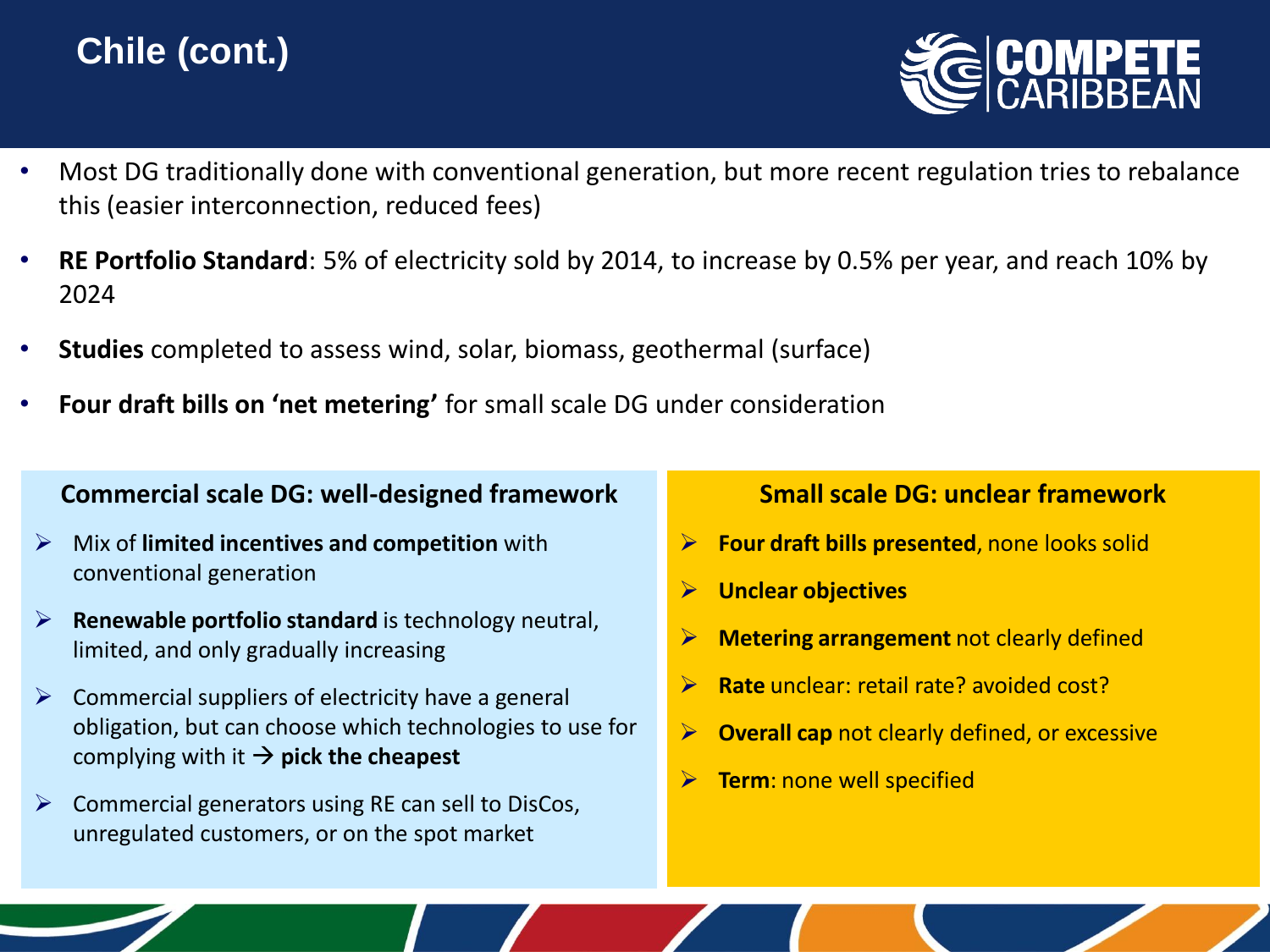# Chile (cont.)

- Most DG traditionally done with conventional generation, but more recent regulation tries to rebalance this (easier interconnection, reduced fees)
- **RE Portfolio Standard**: 5% of electricity sold by 2014, to increase by 0.5% per year, and reach 10% by 2024
- **Studies** completed to assess wind, solar, biomass, geothermal (surface)
- **Four draft bills on 'net metering'** for small scale DG under consideration

### Commercial scale DG: well-designed framework

- Mix of **limited incentives and competition** with conventional generation
- **Renewable portfolio standard** is technology neutral, limited, and only gradually increasing
- Commercial suppliers of electricity have a general obligation, but can choose which technologies to use for complying with it → **pick the cheapest**
- Commercial generators using RE can sell to DisCos, unregulated customers, or on the spot market

### Small scale DG: unclear framework

- **Four draft bills presented**, none looks solid
- **Unclear objectives**
- **Metering arrangement** not clearly defined
- **Rate** unclear: retail rate? avoided cost?
- **Overall cap** not clearly defined, or excessive
- **Term**: none well specified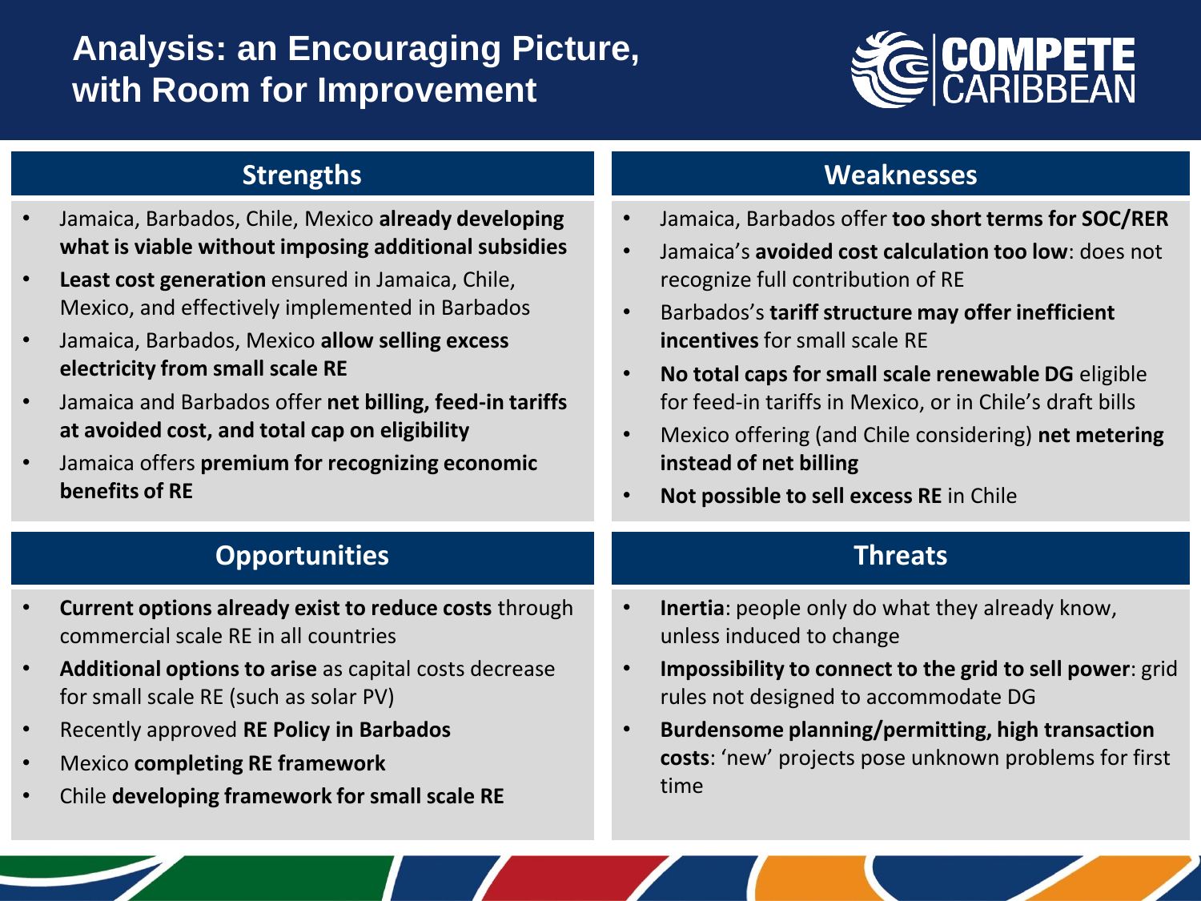# Analysis: an Encouraging Picture, with Room for Improvement

## Strengths

- Jamaica, Barbados, Chile, Mexico **already developing what is viable without imposing additional subsidies**
- **Least cost generation** ensured in Jamaica, Chile, Mexico, and effectively implemented in Barbados
- Jamaica, Barbados, Mexico **allow selling excess electricity from small scale RE**
- Jamaica and Barbados offer **net billing, feed-in tariffs at avoided cost, and total cap on eligibility**
- Jamaica offers **premium for recognizing economic benefits of RE**

## Weaknesses

- Jamaica, Barbados offer **too short terms for SOC/RER**
- Jamaica's **avoided cost calculation too low**: does not recognize full contribution of RE
- Barbados's **tariff structure may offer inefficient incentives** for small scale RE
- **No total caps for small scale renewable DG** eligible for feed-in tariffs in Mexico, or in Chile's draft bills
- Mexico offering (and Chile considering) **net metering instead of net billing**
- **Not possible to sell excess RE** in Chile

## Opportunities

- **Current options already exist to reduce costs** through commercial scale RE in all countries
- **Additional options to arise** as capital costs decrease for small scale RE (such as solar PV)
- Recently approved **RE Policy in Barbados**
- Mexico **completing RE framework**
- Chile **developing framework for small scale RE**

## Threats

- **Inertia**: people only do what they already know, unless induced to change
- **Impossibility to connect to the grid to sell power**: grid rules not designed to accommodate DG
- **Burdensome planning/permitting, high transaction costs**: 'new' projects pose unknown problems for first time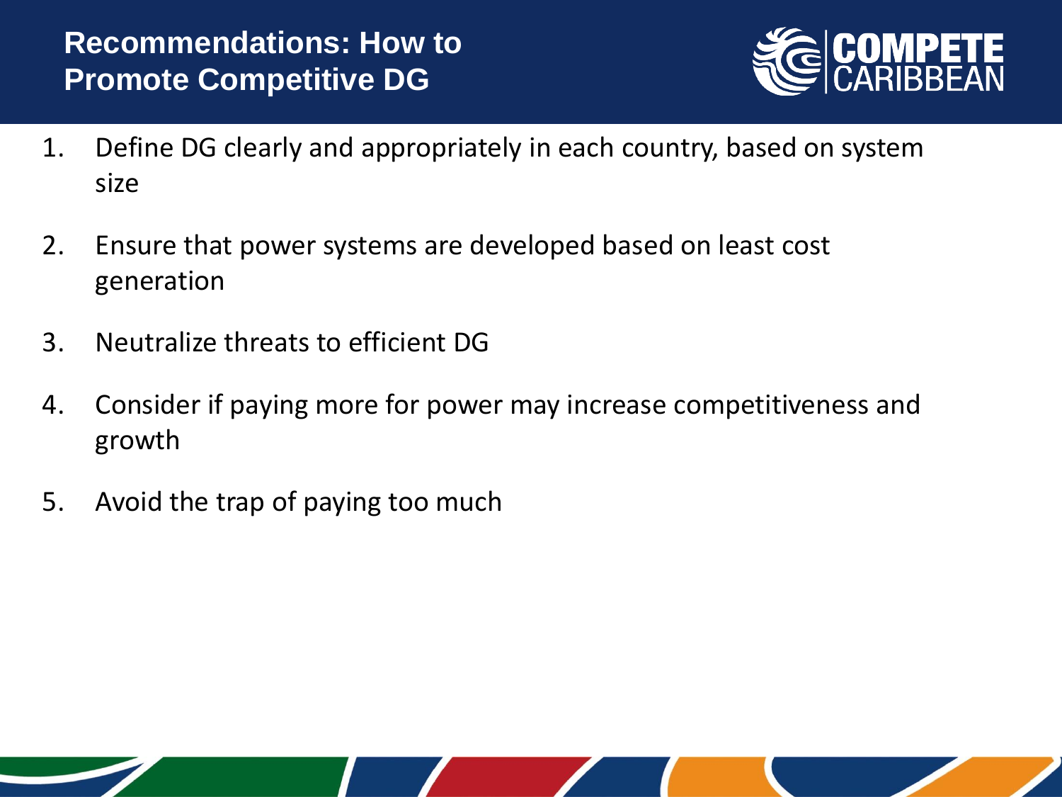# Recommendations: How to Promote Competitive DG

1. Define DG clearly and appropriately in each country, based on system size
2. Ensure that power systems are developed based on least cost generation
3. Neutralize threats to efficient DG
4. Consider if paying more for power may increase competitiveness and growth
5. Avoid the trap of paying too much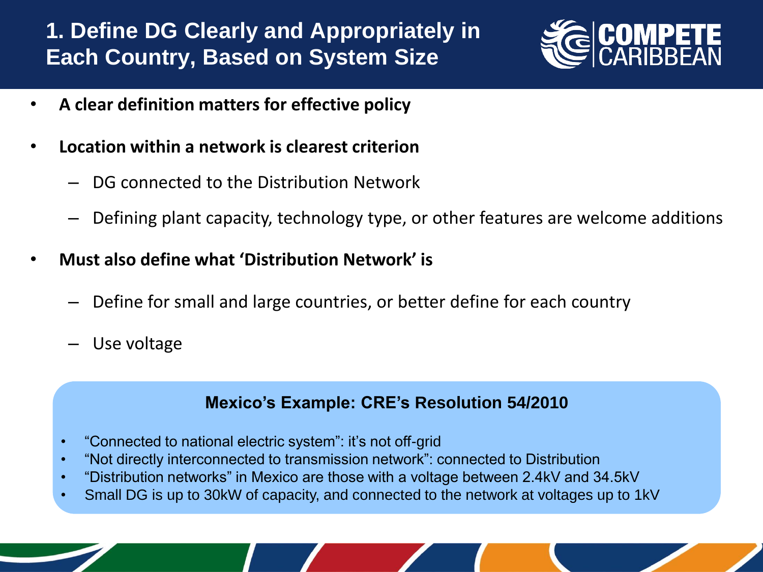# 1. Define DG Clearly and Appropriately in Each Country, Based on System Size

- **A clear definition matters for effective policy**
- **Location within a network is clearest criterion**
  - DG connected to the Distribution Network
  - Defining plant capacity, technology type, or other features are welcome additions
- **Must also define what 'Distribution Network' is**
  - Define for small and large countries, or better define for each country
  - Use voltage

## Mexico's Example: CRE's Resolution 54/2010

- "Connected to national electric system": it's not off-grid
- "Not directly interconnected to transmission network": connected to Distribution
- "Distribution networks" in Mexico are those with a voltage between 2.4kV and 34.5kV
- Small DG is up to 30kW of capacity, and connected to the network at voltages up to 1kV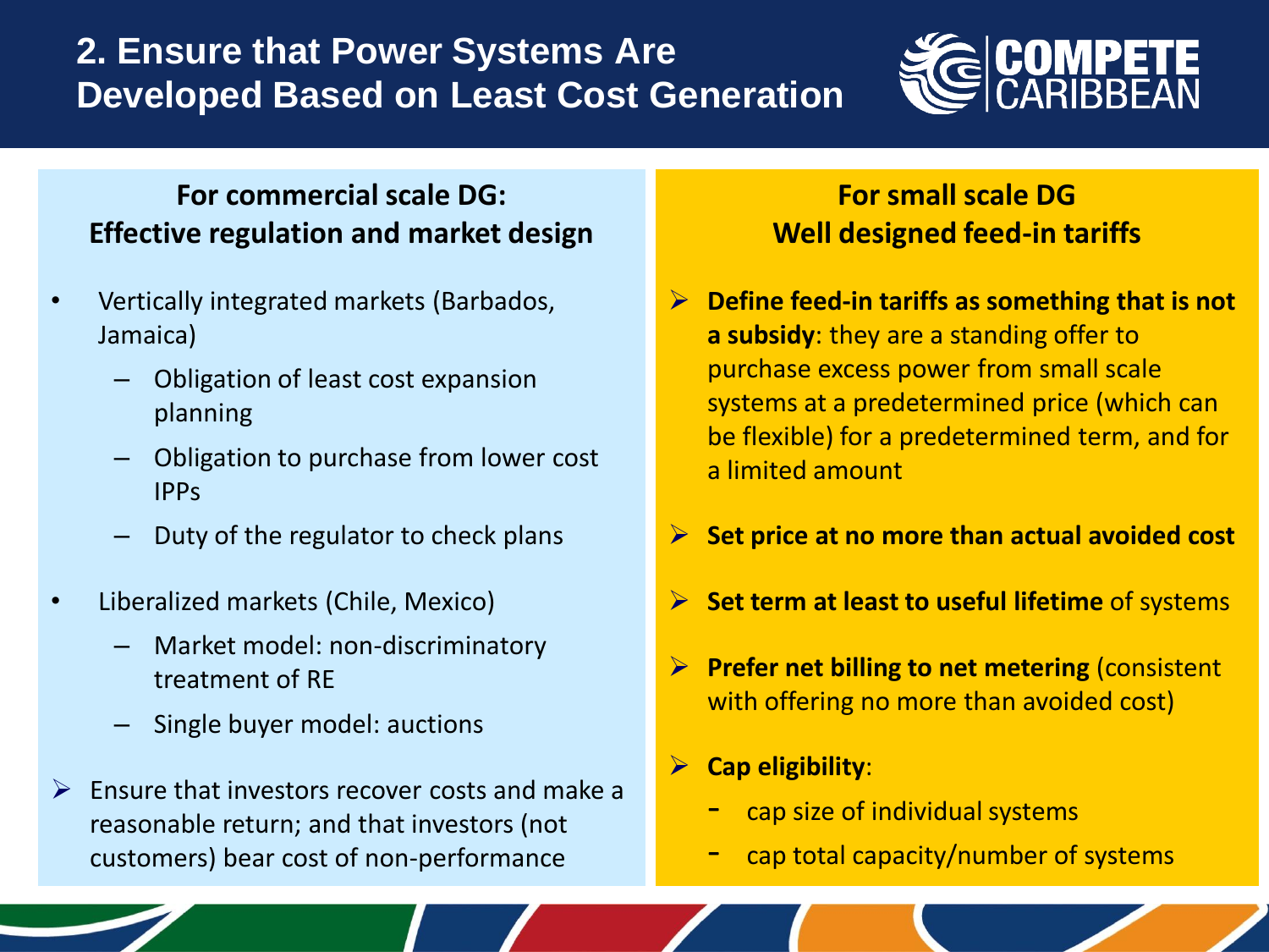# 2. Ensure that Power Systems Are Developed Based on Least Cost Generation

COMPETE CARIBBEAN

## For commercial scale DG: Effective regulation and market design

- Vertically integrated markets (Barbados, Jamaica)
  - Obligation of least cost expansion planning
  - Obligation to purchase from lower cost IPPs
  - Duty of the regulator to check plans
- Liberalized markets (Chile, Mexico)
  - Market model: non-discriminatory treatment of RE
  - Single buyer model: auctions
- Ensure that investors recover costs and make a reasonable return; and that investors (not customers) bear cost of non-performance

## For small scale DG Well designed feed-in tariffs

- **Define feed-in tariffs as something that is not a subsidy**: they are a standing offer to purchase excess power from small scale systems at a predetermined price (which can be flexible) for a predetermined term, and for a limited amount
- **Set price at no more than actual avoided cost**
- **Set term at least to useful lifetime** of systems
- **Prefer net billing to net metering** (consistent with offering no more than avoided cost)
- **Cap eligibility**:
  - cap size of individual systems
  - cap total capacity/number of systems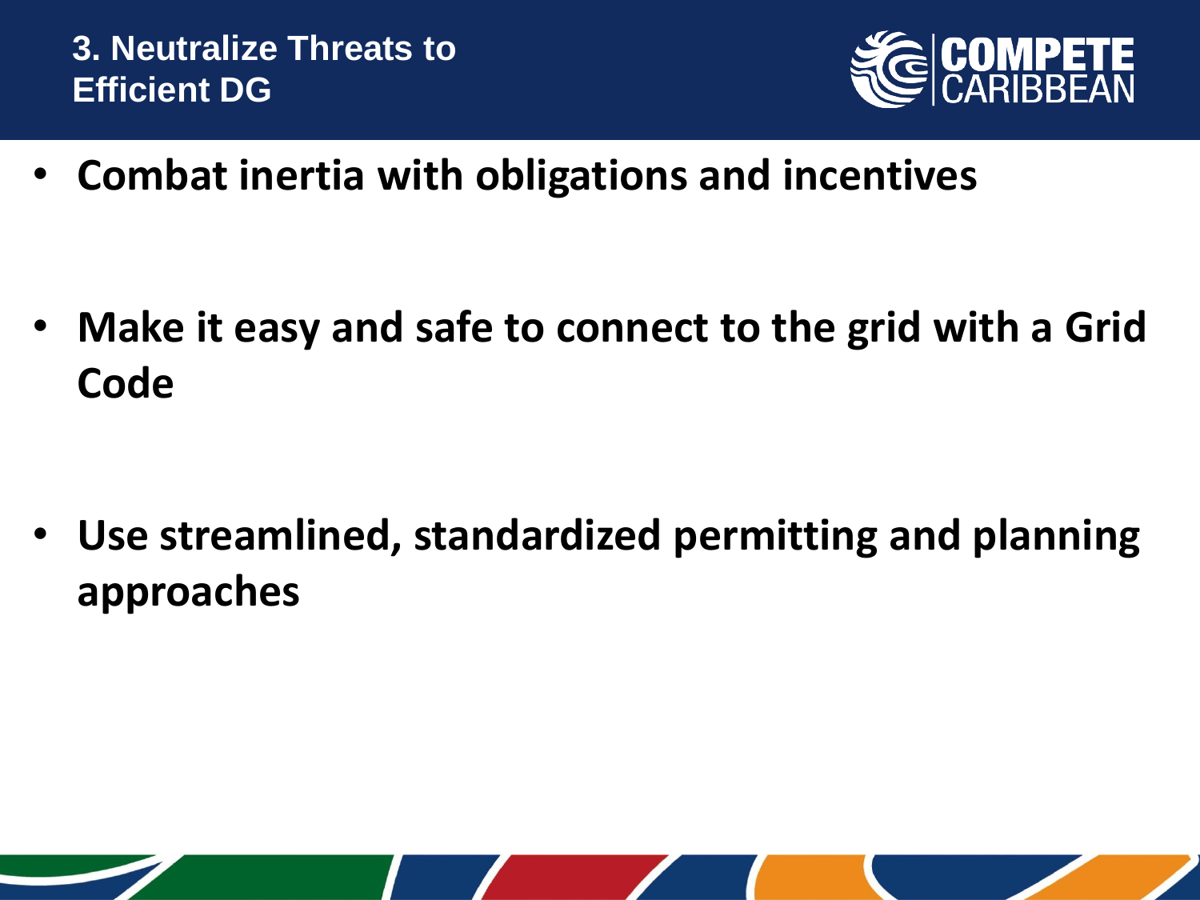## 3. Neutralize Threats to Efficient DG

- **Combat inertia with obligations and incentives**
- **Make it easy and safe to connect to the grid with a Grid Code**
- **Use streamlined, standardized permitting and planning approaches**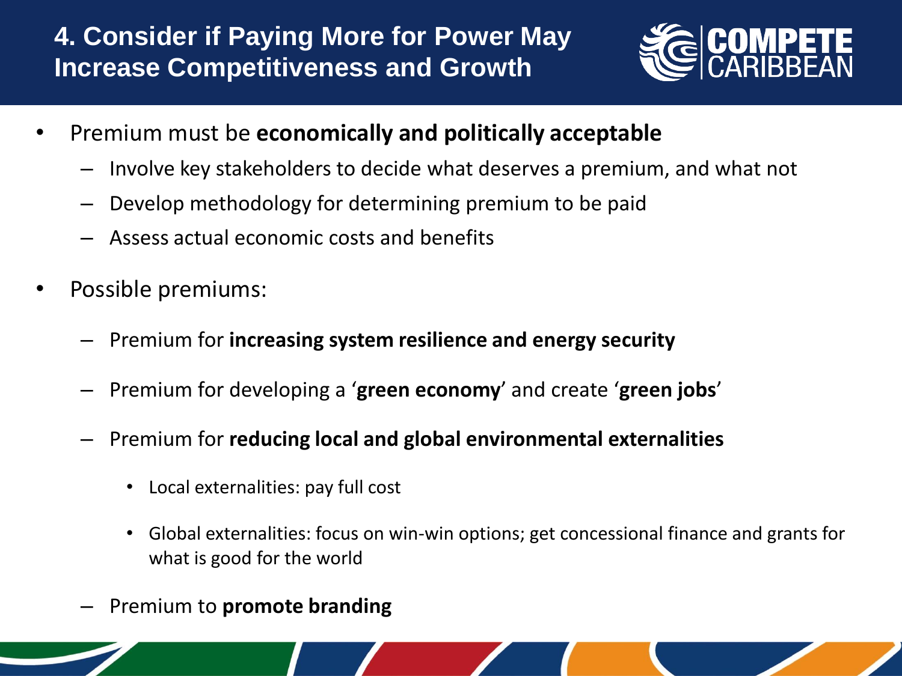# 4. Consider if Paying More for Power May Increase Competitiveness and Growth

- Premium must be **economically and politically acceptable**
  - Involve key stakeholders to decide what deserves a premium, and what not
  - Develop methodology for determining premium to be paid
  - Assess actual economic costs and benefits
- Possible premiums:
  - Premium for **increasing system resilience and energy security**
  - Premium for developing a '**green economy**' and create '**green jobs**'
  - Premium for **reducing local and global environmental externalities**
    - Local externalities: pay full cost
    - Global externalities: focus on win-win options; get concessional finance and grants for what is good for the world
  - Premium to **promote branding**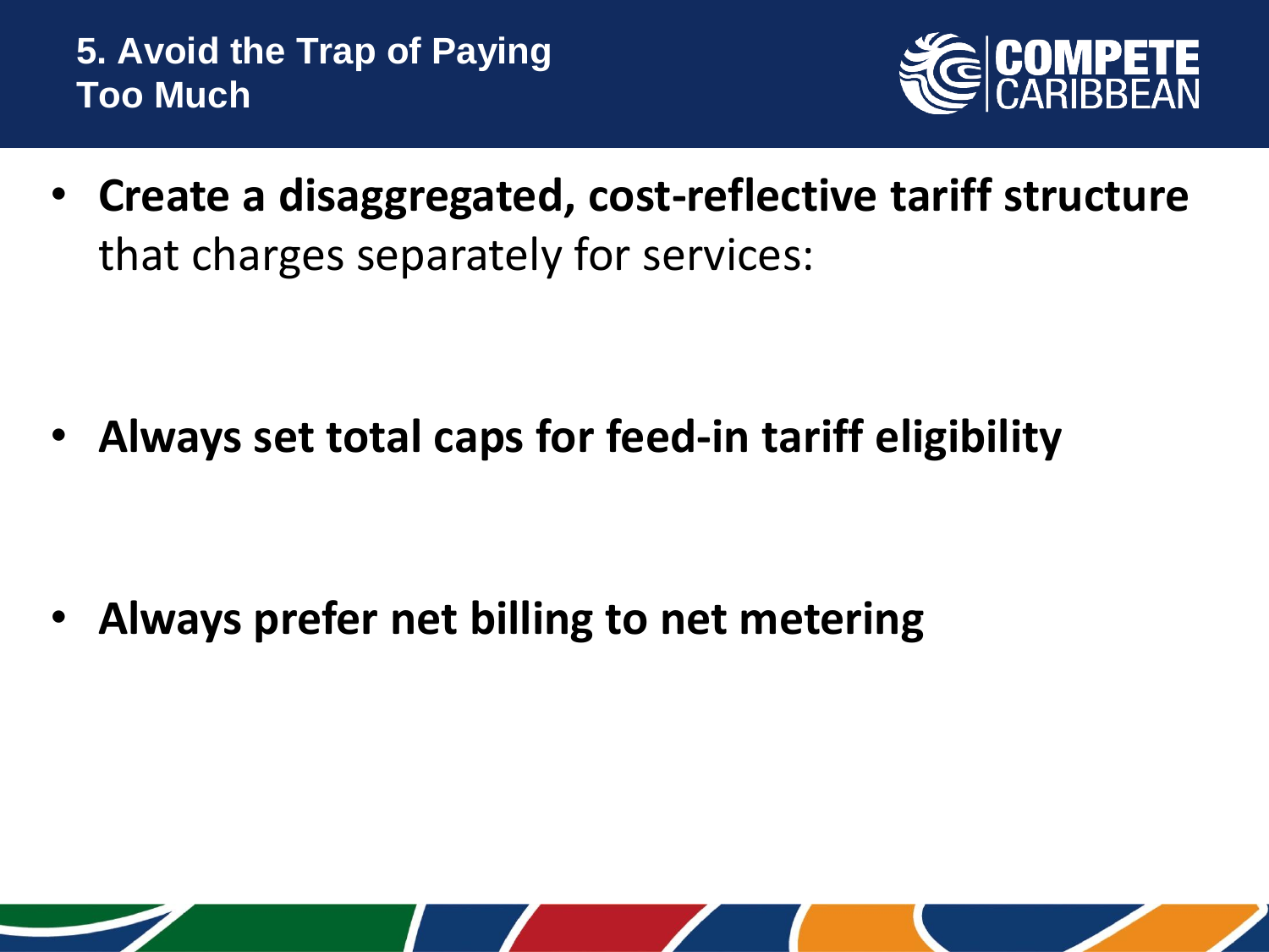# 5. Avoid the Trap of Paying Too Much

- **Create a disaggregated, cost-reflective tariff structure** that charges separately for services:

- **Always set total caps for feed-in tariff eligibility**

- **Always prefer net billing to net metering**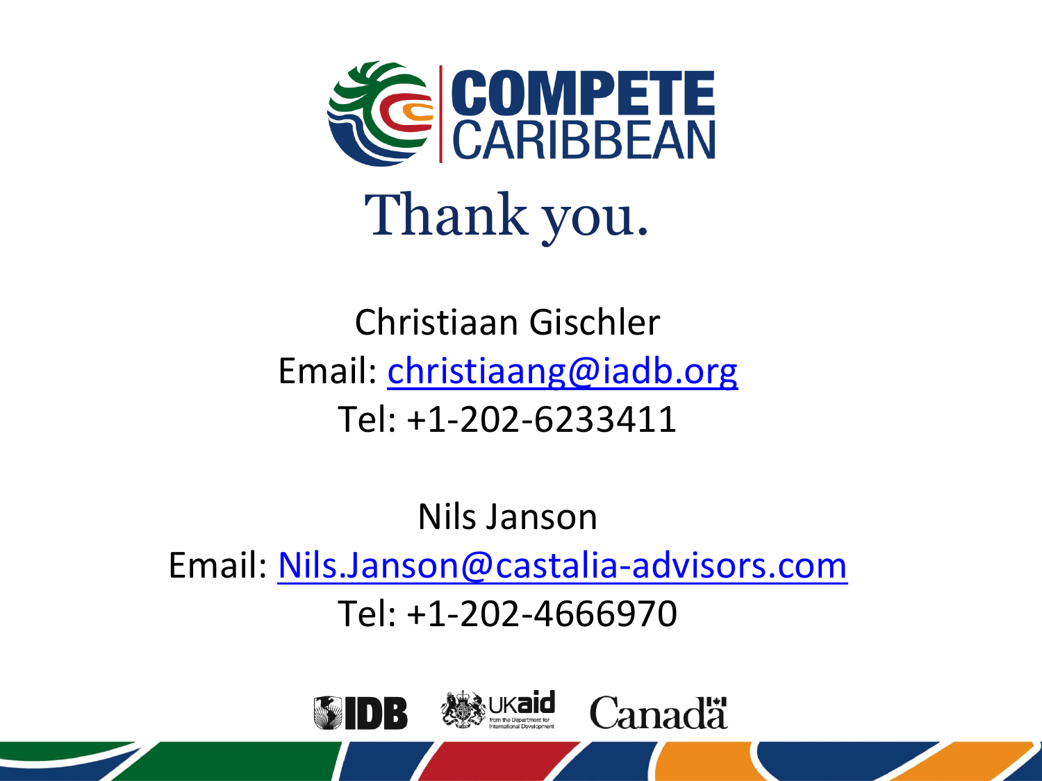COMPETE CARIBBEAN

# Thank you.

Christiaan Gischler
Email: christiaang@iadb.org
Tel: +1-202-6233411

Nils Janson
Email: Nils.Janson@castalia-advisors.com
Tel: +1-202-4666970

IDB UKaid from the Department for International Development Canada